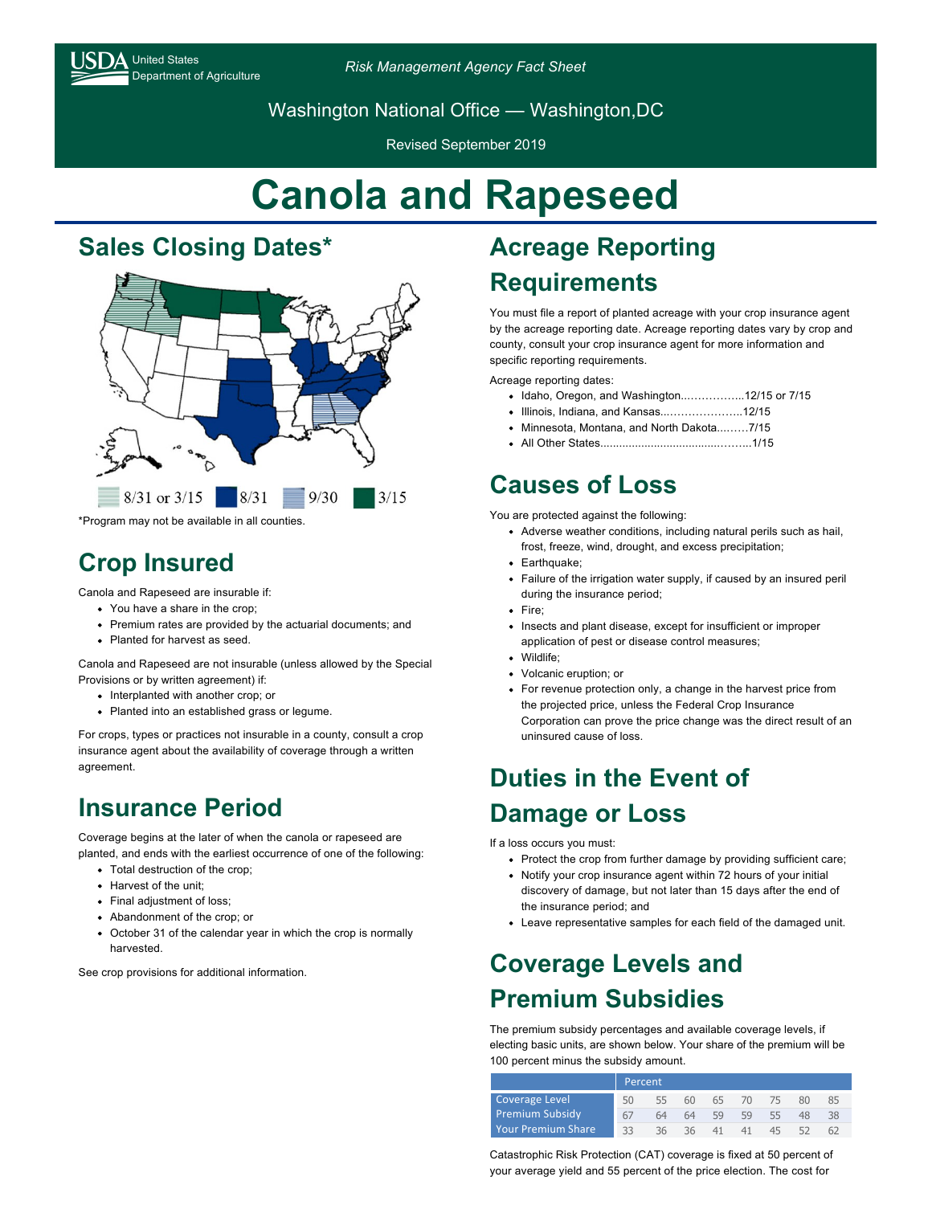United States Department of Agriculture

*Risk Management Agency Fact Sheet*

Washington National Office — Washington,DC

Revised September 2019

# Canola and Rapeseed

## Sales Closing Dates*

8/31 or 3/15 | 8/31 | 9/30 | 3/15

*Program may not be available in all counties.

## Crop Insured

Canola and Rapeseed are insurable if:

- You have a share in the crop;
- Premium rates are provided by the actuarial documents; and
- Planted for harvest as seed.

Canola and Rapeseed are not insurable (unless allowed by the Special Provisions or by written agreement) if:

- Interplanted with another crop; or
- Planted into an established grass or legume.

For crops, types or practices not insurable in a county, consult a crop insurance agent about the availability of coverage through a written agreement.

## Insurance Period

Coverage begins at the later of when the canola or rapeseed are planted, and ends with the earliest occurrence of one of the following:

- Total destruction of the crop;
- Harvest of the unit;
- Final adjustment of loss;
- Abandonment of the crop; or
- October 31 of the calendar year in which the crop is normally harvested.

See crop provisions for additional information.

## Acreage Reporting Requirements

You must file a report of planted acreage with your crop insurance agent by the acreage reporting date. Acreage reporting dates vary by crop and county, consult your crop insurance agent for more information and specific reporting requirements.

Acreage reporting dates:

- Idaho, Oregon, and Washington....................12/15 or 7/15
- Illinois, Indiana, and Kansas.........................12/15
- Minnesota, Montana, and North Dakota..........7/15
- All Other States..............................................1/15

## Causes of Loss

You are protected against the following:

- Adverse weather conditions, including natural perils such as hail, frost, freeze, wind, drought, and excess precipitation;
- Earthquake;
- Failure of the irrigation water supply, if caused by an insured peril during the insurance period;
- Fire;
- Insects and plant disease, except for insufficient or improper application of pest or disease control measures;
- Wildlife;
- Volcanic eruption; or
- For revenue protection only, a change in the harvest price from the projected price, unless the Federal Crop Insurance Corporation can prove the price change was the direct result of an uninsured cause of loss.

## Duties in the Event of Damage or Loss

If a loss occurs you must:

- Protect the crop from further damage by providing sufficient care;
- Notify your crop insurance agent within 72 hours of your initial discovery of damage, but not later than 15 days after the end of the insurance period; and
- Leave representative samples for each field of the damaged unit.

## Coverage Levels and Premium Subsidies

The premium subsidy percentages and available coverage levels, if electing basic units, are shown below. Your share of the premium will be 100 percent minus the subsidy amount.

| | Percent | | | | | | | |
|---|---|---|---|---|---|---|---|---|
| Coverage Level | 50 | 55 | 60 | 65 | 70 | 75 | 80 | 85 |
| Premium Subsidy | 67 | 64 | 64 | 59 | 59 | 55 | 48 | 38 |
| Your Premium Share | 33 | 36 | 36 | 41 | 41 | 45 | 52 | 62 |

Catastrophic Risk Protection (CAT) coverage is fixed at 50 percent of your average yield and 55 percent of the price election. The cost for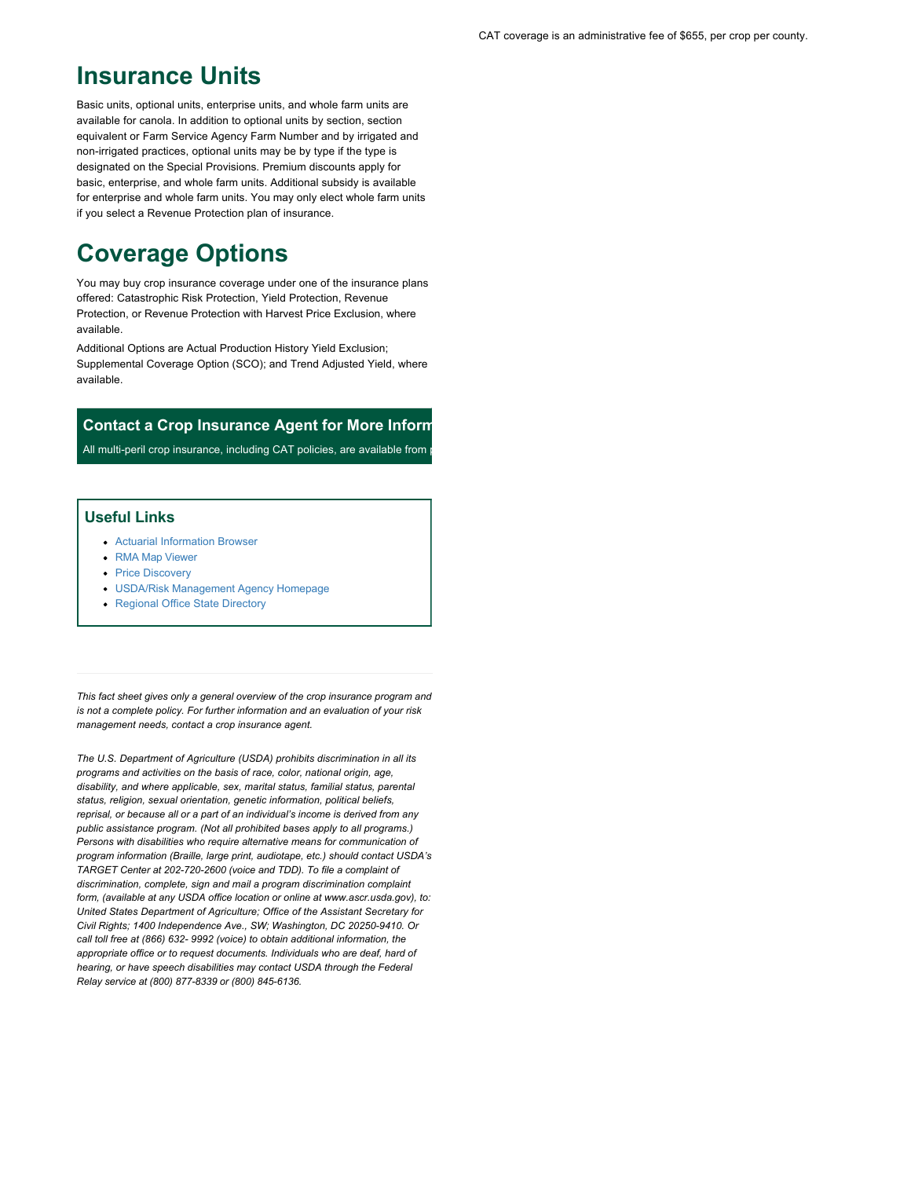CAT coverage is an administrative fee of $655, per crop per county.

## Insurance Units

Basic units, optional units, enterprise units, and whole farm units are available for canola. In addition to optional units by section, section equivalent or Farm Service Agency Farm Number and by irrigated and non-irrigated practices, optional units may be by type if the type is designated on the Special Provisions. Premium discounts apply for basic, enterprise, and whole farm units. Additional subsidy is available for enterprise and whole farm units. You may only elect whole farm units if you select a Revenue Protection plan of insurance.

## Coverage Options

You may buy crop insurance coverage under one of the insurance plans offered: Catastrophic Risk Protection, Yield Protection, Revenue Protection, or Revenue Protection with Harvest Price Exclusion, where available.

Additional Options are Actual Production History Yield Exclusion; Supplemental Coverage Option (SCO); and Trend Adjusted Yield, where available.

### Contact a Crop Insurance Agent for More Inform

All multi-peril crop insurance, including CAT policies, are available from

### Useful Links

- Actuarial Information Browser
- RMA Map Viewer
- Price Discovery
- USDA/Risk Management Agency Homepage
- Regional Office State Directory

*This fact sheet gives only a general overview of the crop insurance program and is not a complete policy. For further information and an evaluation of your risk management needs, contact a crop insurance agent.*

*The U.S. Department of Agriculture (USDA) prohibits discrimination in all its programs and activities on the basis of race, color, national origin, age, disability, and where applicable, sex, marital status, familial status, parental status, religion, sexual orientation, genetic information, political beliefs, reprisal, or because all or a part of an individual's income is derived from any public assistance program. (Not all prohibited bases apply to all programs.) Persons with disabilities who require alternative means for communication of program information (Braille, large print, audiotape, etc.) should contact USDA's TARGET Center at 202-720-2600 (voice and TDD). To file a complaint of discrimination, complete, sign and mail a program discrimination complaint form, (available at any USDA office location or online at www.ascr.usda.gov), to: United States Department of Agriculture; Office of the Assistant Secretary for Civil Rights; 1400 Independence Ave., SW; Washington, DC 20250-9410. Or call toll free at (866) 632- 9992 (voice) to obtain additional information, the appropriate office or to request documents. Individuals who are deaf, hard of hearing, or have speech disabilities may contact USDA through the Federal Relay service at (800) 877-8339 or (800) 845-6136.*